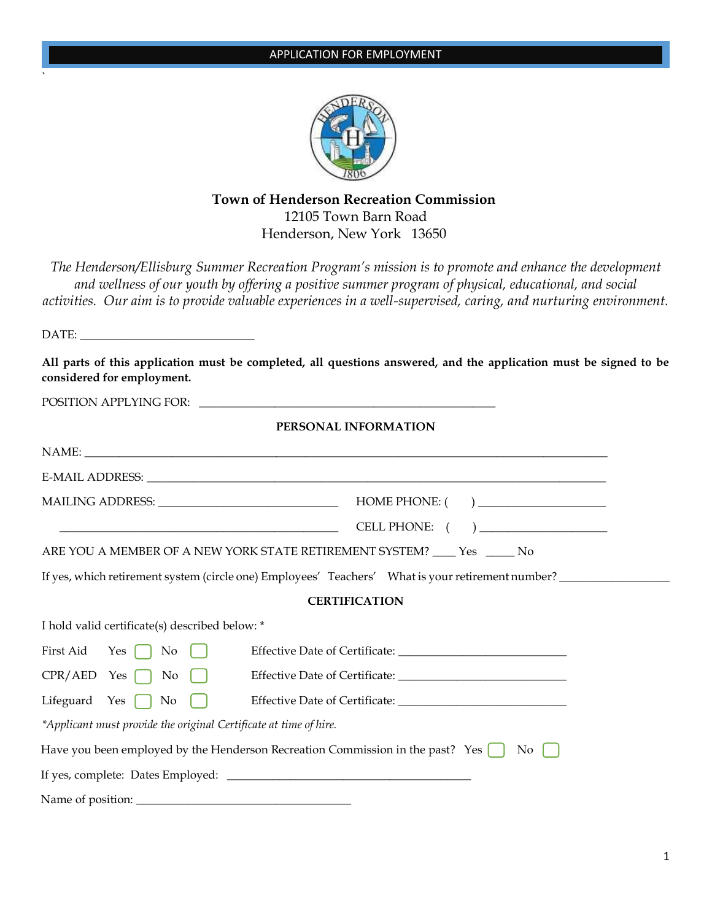APPLICATION FOR EMPLOYMENT

**Town of Henderson Recreation Commission**
12105 Town Barn Road
Henderson, New York 13650

*The Henderson/Ellisburg Summer Recreation Program's mission is to promote and enhance the development and wellness of our youth by offering a positive summer program of physical, educational, and social activities. Our aim is to provide valuable experiences in a well-supervised, caring, and nurturing environment.*

DATE: ____________________________

**All parts of this application must be completed, all questions answered, and the application must be signed to be considered for employment.**

POSITION APPLYING FOR: _______________________________________________

**PERSONAL INFORMATION**

NAME: _____________________________________________________________________________

E-MAIL ADDRESS: ___________________________________________________________________

MAILING ADDRESS: _____________________________ HOME PHONE: ( ) ____________________

_____________________________________________ CELL PHONE: ( ) ____________________

ARE YOU A MEMBER OF A NEW YORK STATE RETIREMENT SYSTEM? ____ Yes _____ No

If yes, which retirement system (circle one) Employees' Teachers' What is your retirement number? _________________

**CERTIFICATION**

I hold valid certificate(s) described below: *

First Aid Yes ☐ No ☐ Effective Date of Certificate: ___________________________

CPR/AED Yes ☐ No ☐ Effective Date of Certificate: ___________________________

Lifeguard Yes ☐ No ☐ Effective Date of Certificate: ___________________________

*\*Applicant must provide the original Certificate at time of hire.*

Have you been employed by the Henderson Recreation Commission in the past? Yes ☐ No ☐

If yes, complete: Dates Employed: ________________________________________

Name of position: ___________________________________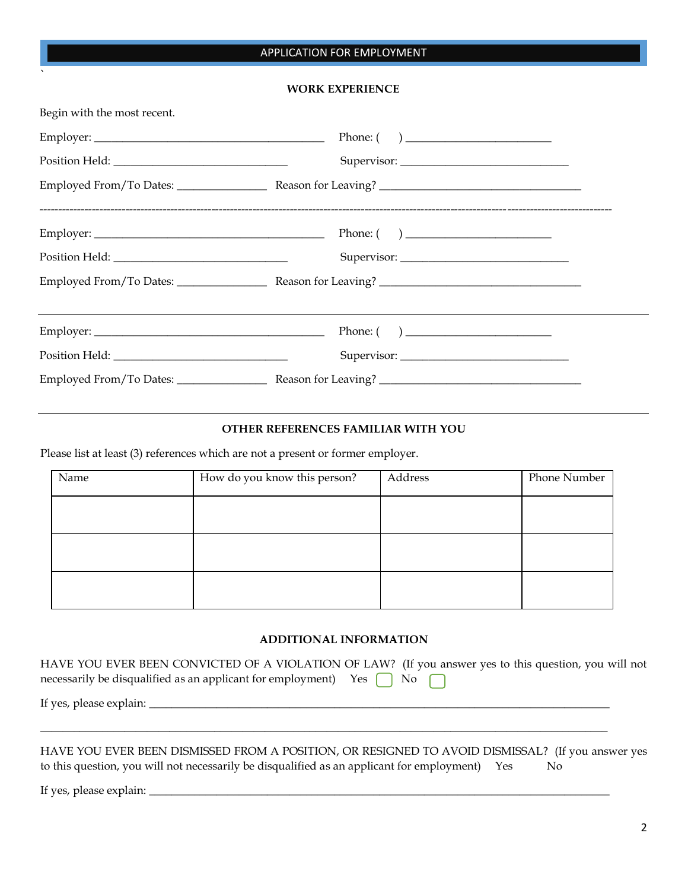APPLICATION FOR EMPLOYMENT

## WORK EXPERIENCE

Begin with the most recent.

Employer: ______________________________________ Phone: ( ) ________________________

Position Held: _____________________________ Supervisor: ____________________________

Employed From/To Dates: _______________ Reason for Leaving? __________________________________

---

Employer: ______________________________________ Phone: ( ) ________________________

Position Held: _____________________________ Supervisor: ____________________________

Employed From/To Dates: _______________ Reason for Leaving? __________________________________

---

Employer: ______________________________________ Phone: ( ) ________________________

Position Held: _____________________________ Supervisor: ____________________________

Employed From/To Dates: _______________ Reason for Leaving? __________________________________

---

## OTHER REFERENCES FAMILIAR WITH YOU

Please list at least (3) references which are not a present or former employer.

| Name | How do you know this person? | Address | Phone Number |
|---|---|---|---|
| | | | |
| | | | |
| | | | |

## ADDITIONAL INFORMATION

HAVE YOU EVER BEEN CONVICTED OF A VIOLATION OF LAW? (If you answer yes to this question, you will not necessarily be disqualified as an applicant for employment) Yes ☐ No ☐

If yes, please explain: ______________________________________________________________________________

______________________________________________________________________________________________

HAVE YOU EVER BEEN DISMISSED FROM A POSITION, OR RESIGNED TO AVOID DISMISSAL? (If you answer yes to this question, you will not necessarily be disqualified as an applicant for employment) Yes No

If yes, please explain: ______________________________________________________________________________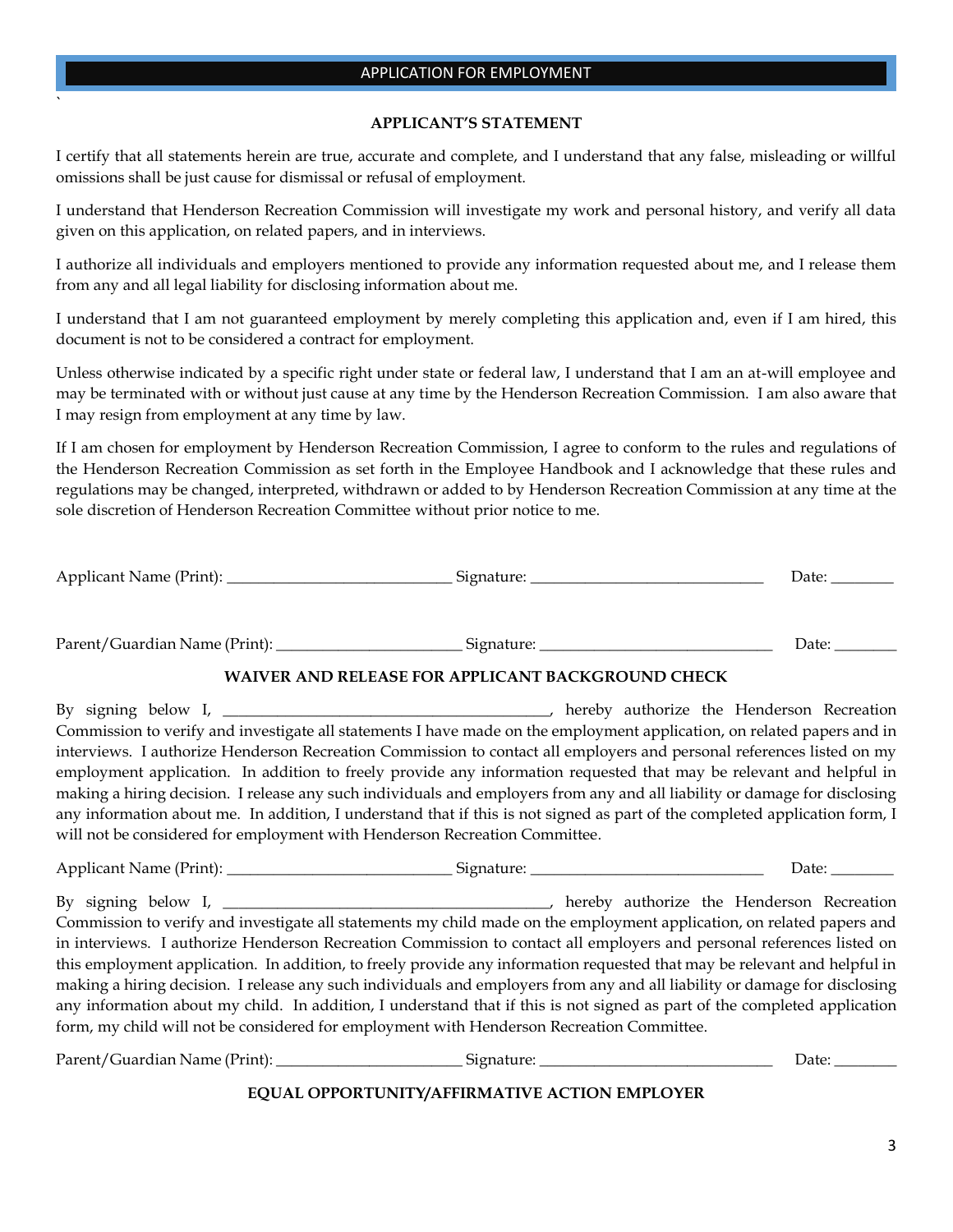# APPLICATION FOR EMPLOYMENT

`

### APPLICANT'S STATEMENT

I certify that all statements herein are true, accurate and complete, and I understand that any false, misleading or willful omissions shall be just cause for dismissal or refusal of employment.

I understand that Henderson Recreation Commission will investigate my work and personal history, and verify all data given on this application, on related papers, and in interviews.

I authorize all individuals and employers mentioned to provide any information requested about me, and I release them from any and all legal liability for disclosing information about me.

I understand that I am not guaranteed employment by merely completing this application and, even if I am hired, this document is not to be considered a contract for employment.

Unless otherwise indicated by a specific right under state or federal law, I understand that I am an at-will employee and may be terminated with or without just cause at any time by the Henderson Recreation Commission. I am also aware that I may resign from employment at any time by law.

If I am chosen for employment by Henderson Recreation Commission, I agree to conform to the rules and regulations of the Henderson Recreation Commission as set forth in the Employee Handbook and I acknowledge that these rules and regulations may be changed, interpreted, withdrawn or added to by Henderson Recreation Commission at any time at the sole discretion of Henderson Recreation Committee without prior notice to me.

Applicant Name (Print): ___________________________ Signature: ____________________________ Date: ________

Parent/Guardian Name (Print): _______________________ Signature: ____________________________ Date: ________

### WAIVER AND RELEASE FOR APPLICANT BACKGROUND CHECK

By signing below I, ________________________________________, hereby authorize the Henderson Recreation Commission to verify and investigate all statements I have made on the employment application, on related papers and in interviews. I authorize Henderson Recreation Commission to contact all employers and personal references listed on my employment application. In addition to freely provide any information requested that may be relevant and helpful in making a hiring decision. I release any such individuals and employers from any and all liability or damage for disclosing any information about me. In addition, I understand that if this is not signed as part of the completed application form, I will not be considered for employment with Henderson Recreation Committee.

Applicant Name (Print): ___________________________ Signature: ____________________________ Date: ________

By signing below I, ________________________________________, hereby authorize the Henderson Recreation Commission to verify and investigate all statements my child made on the employment application, on related papers and in interviews. I authorize Henderson Recreation Commission to contact all employers and personal references listed on this employment application. In addition, to freely provide any information requested that may be relevant and helpful in making a hiring decision. I release any such individuals and employers from any and all liability or damage for disclosing any information about my child. In addition, I understand that if this is not signed as part of the completed application form, my child will not be considered for employment with Henderson Recreation Committee.

Parent/Guardian Name (Print): _______________________ Signature: ____________________________ Date: ________

### EQUAL OPPORTUNITY/AFFIRMATIVE ACTION EMPLOYER